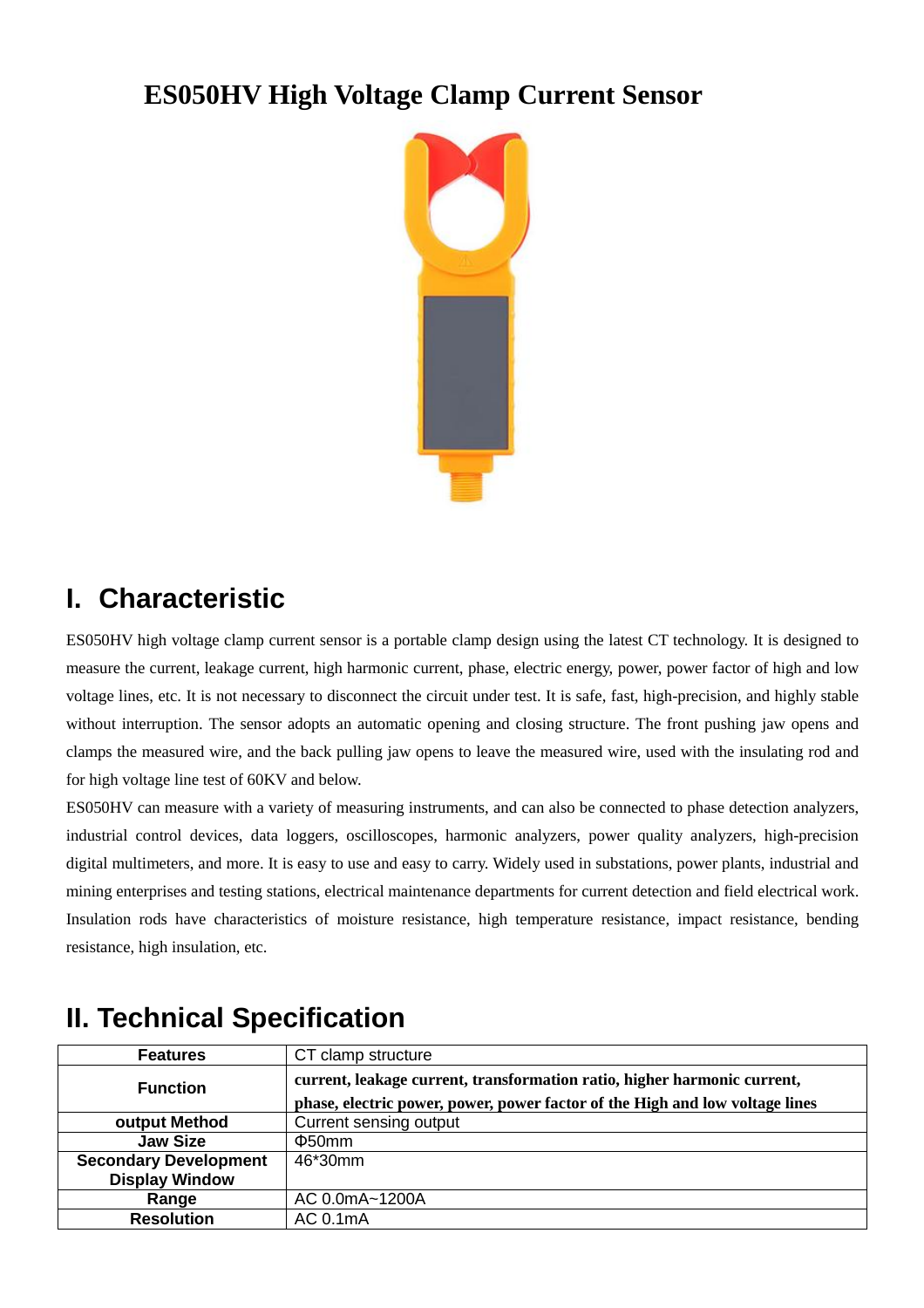# ES050HV High Voltage Clamp Current Sensor

## I. Characteristic

ES050HV high voltage clamp current sensor is a portable clamp design using the latest CT technology. It is designed to measure the current, leakage current, high harmonic current, phase, electric energy, power, power factor of high and low voltage lines, etc. It is not necessary to disconnect the circuit under test. It is safe, fast, high-precision, and highly stable without interruption. The sensor adopts an automatic opening and closing structure. The front pushing jaw opens and clamps the measured wire, and the back pulling jaw opens to leave the measured wire, used with the insulating rod and for high voltage line test of 60KV and below.

ES050HV can measure with a variety of measuring instruments, and can also be connected to phase detection analyzers, industrial control devices, data loggers, oscilloscopes, harmonic analyzers, power quality analyzers, high-precision digital multimeters, and more. It is easy to use and easy to carry. Widely used in substations, power plants, industrial and mining enterprises and testing stations, electrical maintenance departments for current detection and field electrical work. Insulation rods have characteristics of moisture resistance, high temperature resistance, impact resistance, bending resistance, high insulation, etc.

## II. Technical Specification

| **Features** | CT clamp structure |
|---|---|
| **Function** | **current, leakage current, transformation ratio, higher harmonic current, phase, electric power, power, power factor of the High and low voltage lines** |
| **output Method** | Current sensing output |
| **Jaw Size** | Φ50mm |
| **Secondary Development Display Window** | 46*30mm |
| **Range** | AC 0.0mA~1200A |
| **Resolution** | AC 0.1mA |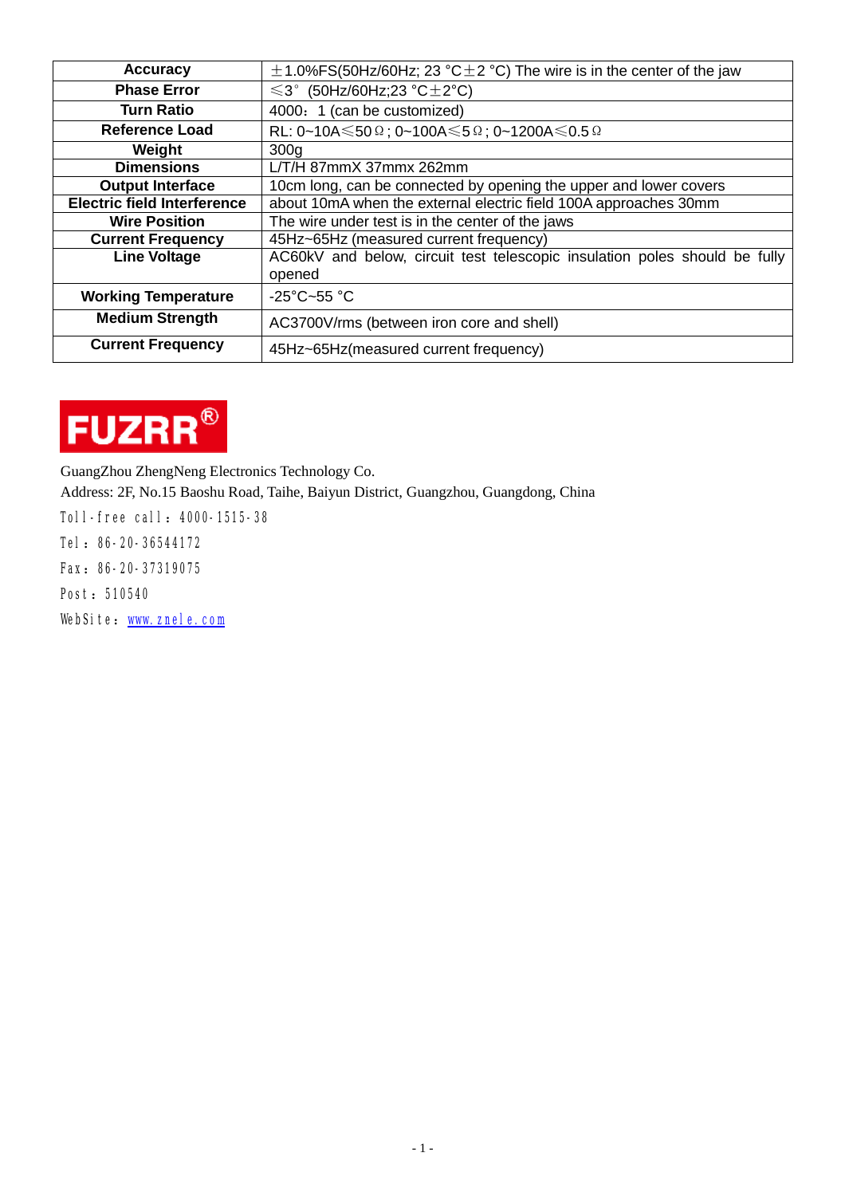| | |
|---|---|
| **Accuracy** | ±1.0%FS(50Hz/60Hz; 23 °C±2 °C) The wire is in the center of the jaw |
| **Phase Error** | ≤3° (50Hz/60Hz;23 °C±2°C) |
| **Turn Ratio** | 4000：1 (can be customized) |
| **Reference Load** | RL: 0~10A≤50Ω; 0~100A≤5Ω; 0~1200A≤0.5Ω |
| **Weight** | 300g |
| **Dimensions** | L/T/H 87mmX 37mmx 262mm |
| **Output Interface** | 10cm long, can be connected by opening the upper and lower covers |
| **Electric field Interference** | about 10mA when the external electric field 100A approaches 30mm |
| **Wire Position** | The wire under test is in the center of the jaws |
| **Current Frequency** | 45Hz~65Hz (measured current frequency) |
| **Line Voltage** | AC60kV and below, circuit test telescopic insulation poles should be fully opened |
| **Working Temperature** | -25°C~55 °C |
| **Medium Strength** | AC3700V/rms (between iron core and shell) |
| **Current Frequency** | 45Hz~65Hz(measured current frequency) |

FUZRR®

GuangZhou ZhengNeng Electronics Technology Co.

Address: 2F, No.15 Baoshu Road, Taihe, Baiyun District, Guangzhou, Guangdong, China

Toll-free call：4000-1515-38

Tel：86-20-36544172

Fax：86-20-37319075

Post：510540

WebSite：www.znele.com